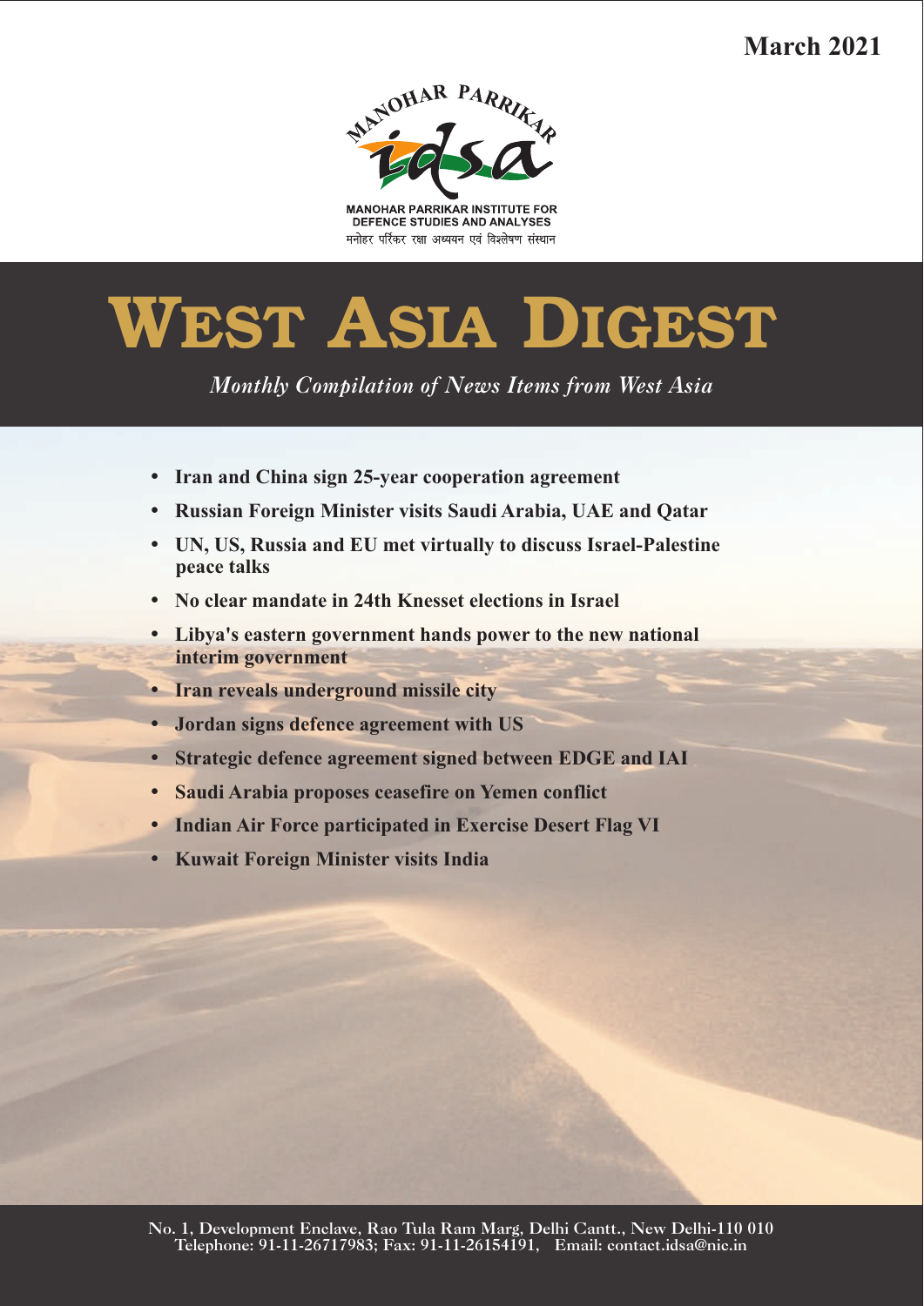March 2021

MANOHAR PARRIKAR

idsa

MANOHAR PARRIKAR INSTITUTE FOR DEFENCE STUDIES AND ANALYSES

मनोहर पर्रिकर रक्षा अध्ययन एवं विश्लेषण संस्थान

# WEST ASIA DIGEST

*Monthly Compilation of News Items from West Asia*

- **Iran and China sign 25-year cooperation agreement**
- **Russian Foreign Minister visits Saudi Arabia, UAE and Qatar**
- **UN, US, Russia and EU met virtually to discuss Israel-Palestine peace talks**
- **No clear mandate in 24th Knesset elections in Israel**
- **Libya's eastern government hands power to the new national interim government**
- **Iran reveals underground missile city**
- **Jordan signs defence agreement with US**
- **Strategic defence agreement signed between EDGE and IAI**
- **Saudi Arabia proposes ceasefire on Yemen conflict**
- **Indian Air Force participated in Exercise Desert Flag VI**
- **Kuwait Foreign Minister visits India**

No. 1, Development Enclave, Rao Tula Ram Marg, Delhi Cantt., New Delhi-110 010
Telephone: 91-11-26717983; Fax: 91-11-26154191, Email: contact.idsa@nic.in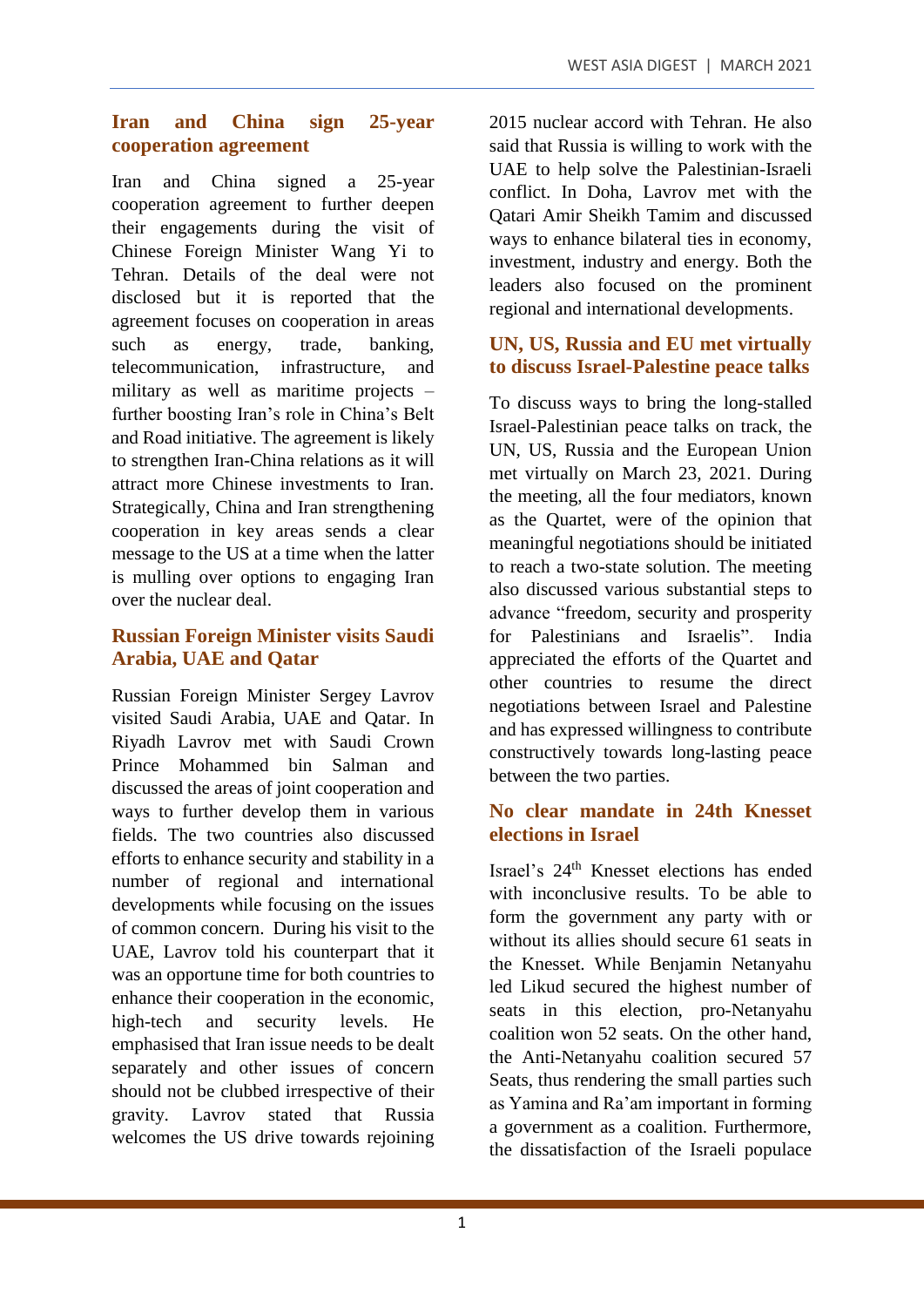## Iran and China sign 25-year cooperation agreement

Iran and China signed a 25-year cooperation agreement to further deepen their engagements during the visit of Chinese Foreign Minister Wang Yi to Tehran. Details of the deal were not disclosed but it is reported that the agreement focuses on cooperation in areas such as energy, trade, banking, telecommunication, infrastructure, and military as well as maritime projects – further boosting Iran's role in China's Belt and Road initiative. The agreement is likely to strengthen Iran-China relations as it will attract more Chinese investments to Iran. Strategically, China and Iran strengthening cooperation in key areas sends a clear message to the US at a time when the latter is mulling over options to engaging Iran over the nuclear deal.

## Russian Foreign Minister visits Saudi Arabia, UAE and Qatar

Russian Foreign Minister Sergey Lavrov visited Saudi Arabia, UAE and Qatar. In Riyadh Lavrov met with Saudi Crown Prince Mohammed bin Salman and discussed the areas of joint cooperation and ways to further develop them in various fields. The two countries also discussed efforts to enhance security and stability in a number of regional and international developments while focusing on the issues of common concern. During his visit to the UAE, Lavrov told his counterpart that it was an opportune time for both countries to enhance their cooperation in the economic, high-tech and security levels. He emphasised that Iran issue needs to be dealt separately and other issues of concern should not be clubbed irrespective of their gravity. Lavrov stated that Russia welcomes the US drive towards rejoining 2015 nuclear accord with Tehran. He also said that Russia is willing to work with the UAE to help solve the Palestinian-Israeli conflict. In Doha, Lavrov met with the Qatari Amir Sheikh Tamim and discussed ways to enhance bilateral ties in economy, investment, industry and energy. Both the leaders also focused on the prominent regional and international developments.

## UN, US, Russia and EU met virtually to discuss Israel-Palestine peace talks

To discuss ways to bring the long-stalled Israel-Palestinian peace talks on track, the UN, US, Russia and the European Union met virtually on March 23, 2021. During the meeting, all the four mediators, known as the Quartet, were of the opinion that meaningful negotiations should be initiated to reach a two-state solution. The meeting also discussed various substantial steps to advance "freedom, security and prosperity for Palestinians and Israelis". India appreciated the efforts of the Quartet and other countries to resume the direct negotiations between Israel and Palestine and has expressed willingness to contribute constructively towards long-lasting peace between the two parties.

## No clear mandate in 24th Knesset elections in Israel

Israel's 24th Knesset elections has ended with inconclusive results. To be able to form the government any party with or without its allies should secure 61 seats in the Knesset. While Benjamin Netanyahu led Likud secured the highest number of seats in this election, pro-Netanyahu coalition won 52 seats. On the other hand, the Anti-Netanyahu coalition secured 57 Seats, thus rendering the small parties such as Yamina and Ra'am important in forming a government as a coalition. Furthermore, the dissatisfaction of the Israeli populace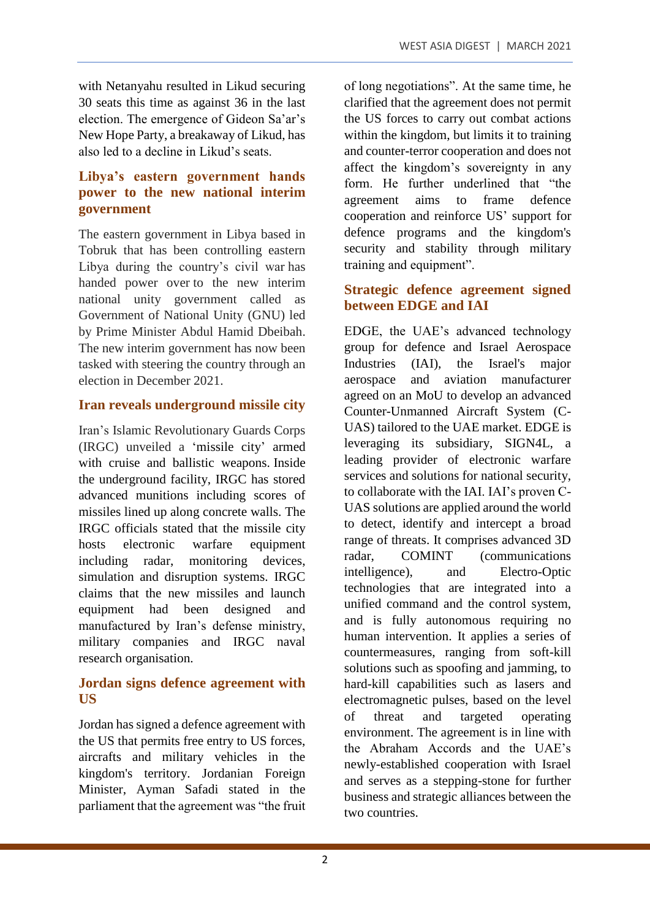with Netanyahu resulted in Likud securing 30 seats this time as against 36 in the last election. The emergence of Gideon Sa'ar's New Hope Party, a breakaway of Likud, has also led to a decline in Likud's seats.

## Libya's eastern government hands power to the new national interim government

The eastern government in Libya based in Tobruk that has been controlling eastern Libya during the country's civil war has handed power over to the new interim national unity government called as Government of National Unity (GNU) led by Prime Minister Abdul Hamid Dbeibah. The new interim government has now been tasked with steering the country through an election in December 2021.

## Iran reveals underground missile city

Iran's Islamic Revolutionary Guards Corps (IRGC) unveiled a 'missile city' armed with cruise and ballistic weapons. Inside the underground facility, IRGC has stored advanced munitions including scores of missiles lined up along concrete walls. The IRGC officials stated that the missile city hosts electronic warfare equipment including radar, monitoring devices, simulation and disruption systems. IRGC claims that the new missiles and launch equipment had been designed and manufactured by Iran's defense ministry, military companies and IRGC naval research organisation.

## Jordan signs defence agreement with US

Jordan has signed a defence agreement with the US that permits free entry to US forces, aircrafts and military vehicles in the kingdom's territory. Jordanian Foreign Minister, Ayman Safadi stated in the parliament that the agreement was "the fruit of long negotiations". At the same time, he clarified that the agreement does not permit the US forces to carry out combat actions within the kingdom, but limits it to training and counter-terror cooperation and does not affect the kingdom's sovereignty in any form. He further underlined that "the agreement aims to frame defence cooperation and reinforce US' support for defence programs and the kingdom's security and stability through military training and equipment".

## Strategic defence agreement signed between EDGE and IAI

EDGE, the UAE's advanced technology group for defence and Israel Aerospace Industries (IAI), the Israel's major aerospace and aviation manufacturer agreed on an MoU to develop an advanced Counter-Unmanned Aircraft System (C-UAS) tailored to the UAE market. EDGE is leveraging its subsidiary, SIGN4L, a leading provider of electronic warfare services and solutions for national security, to collaborate with the IAI. IAI's proven C-UAS solutions are applied around the world to detect, identify and intercept a broad range of threats. It comprises advanced 3D radar, COMINT (communications intelligence), and Electro-Optic technologies that are integrated into a unified command and the control system, and is fully autonomous requiring no human intervention. It applies a series of countermeasures, ranging from soft-kill solutions such as spoofing and jamming, to hard-kill capabilities such as lasers and electromagnetic pulses, based on the level of threat and targeted operating environment. The agreement is in line with the Abraham Accords and the UAE's newly-established cooperation with Israel and serves as a stepping-stone for further business and strategic alliances between the two countries.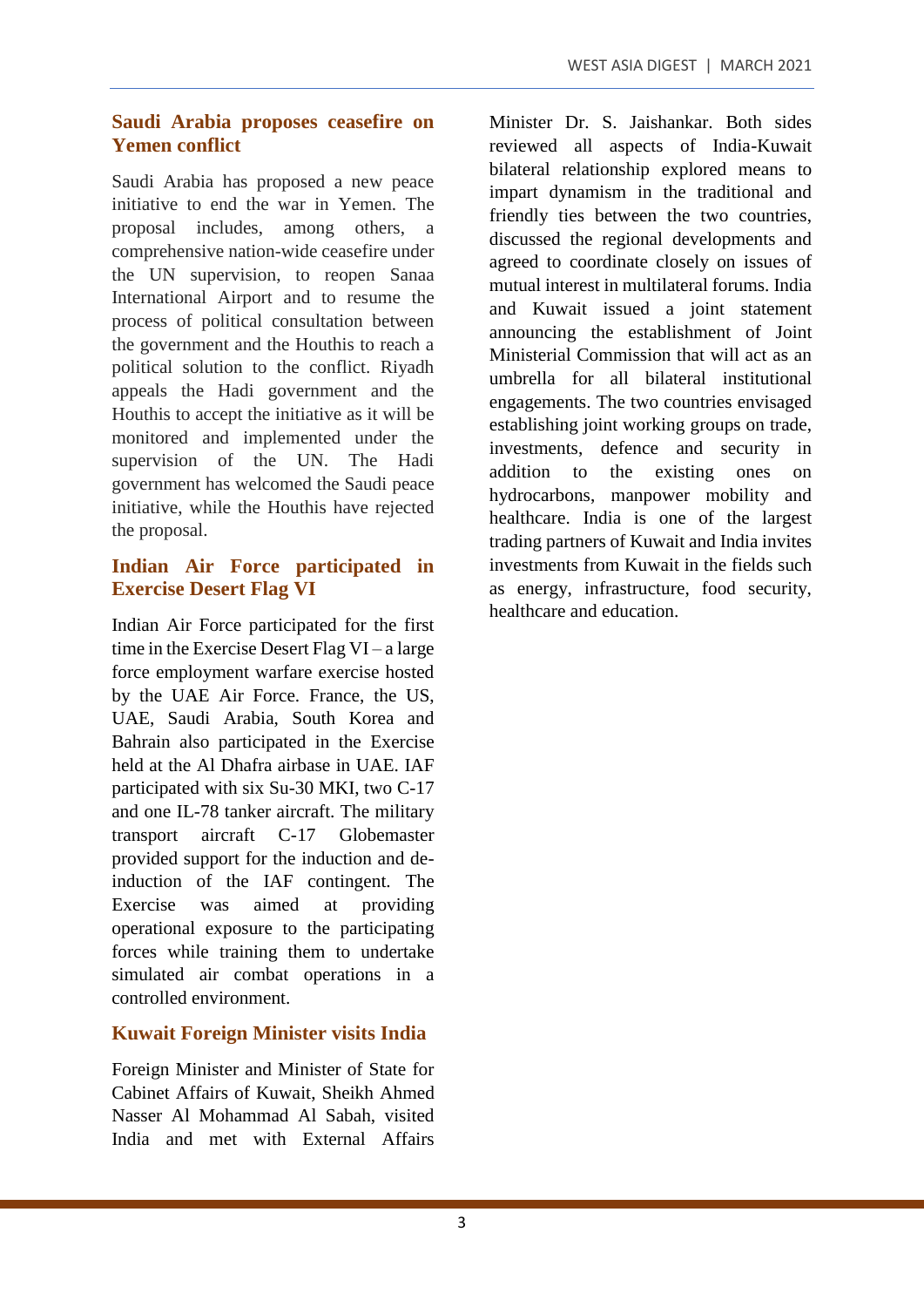## Saudi Arabia proposes ceasefire on Yemen conflict

Saudi Arabia has proposed a new peace initiative to end the war in Yemen. The proposal includes, among others, a comprehensive nation-wide ceasefire under the UN supervision, to reopen Sanaa International Airport and to resume the process of political consultation between the government and the Houthis to reach a political solution to the conflict. Riyadh appeals the Hadi government and the Houthis to accept the initiative as it will be monitored and implemented under the supervision of the UN. The Hadi government has welcomed the Saudi peace initiative, while the Houthis have rejected the proposal.

## Indian Air Force participated in Exercise Desert Flag VI

Indian Air Force participated for the first time in the Exercise Desert Flag VI – a large force employment warfare exercise hosted by the UAE Air Force. France, the US, UAE, Saudi Arabia, South Korea and Bahrain also participated in the Exercise held at the Al Dhafra airbase in UAE. IAF participated with six Su-30 MKI, two C-17 and one IL-78 tanker aircraft. The military transport aircraft C-17 Globemaster provided support for the induction and de-induction of the IAF contingent. The Exercise was aimed at providing operational exposure to the participating forces while training them to undertake simulated air combat operations in a controlled environment.

## Kuwait Foreign Minister visits India

Foreign Minister and Minister of State for Cabinet Affairs of Kuwait, Sheikh Ahmed Nasser Al Mohammad Al Sabah, visited India and met with External Affairs Minister Dr. S. Jaishankar. Both sides reviewed all aspects of India-Kuwait bilateral relationship explored means to impart dynamism in the traditional and friendly ties between the two countries, discussed the regional developments and agreed to coordinate closely on issues of mutual interest in multilateral forums. India and Kuwait issued a joint statement announcing the establishment of Joint Ministerial Commission that will act as an umbrella for all bilateral institutional engagements. The two countries envisaged establishing joint working groups on trade, investments, defence and security in addition to the existing ones on hydrocarbons, manpower mobility and healthcare. India is one of the largest trading partners of Kuwait and India invites investments from Kuwait in the fields such as energy, infrastructure, food security, healthcare and education.